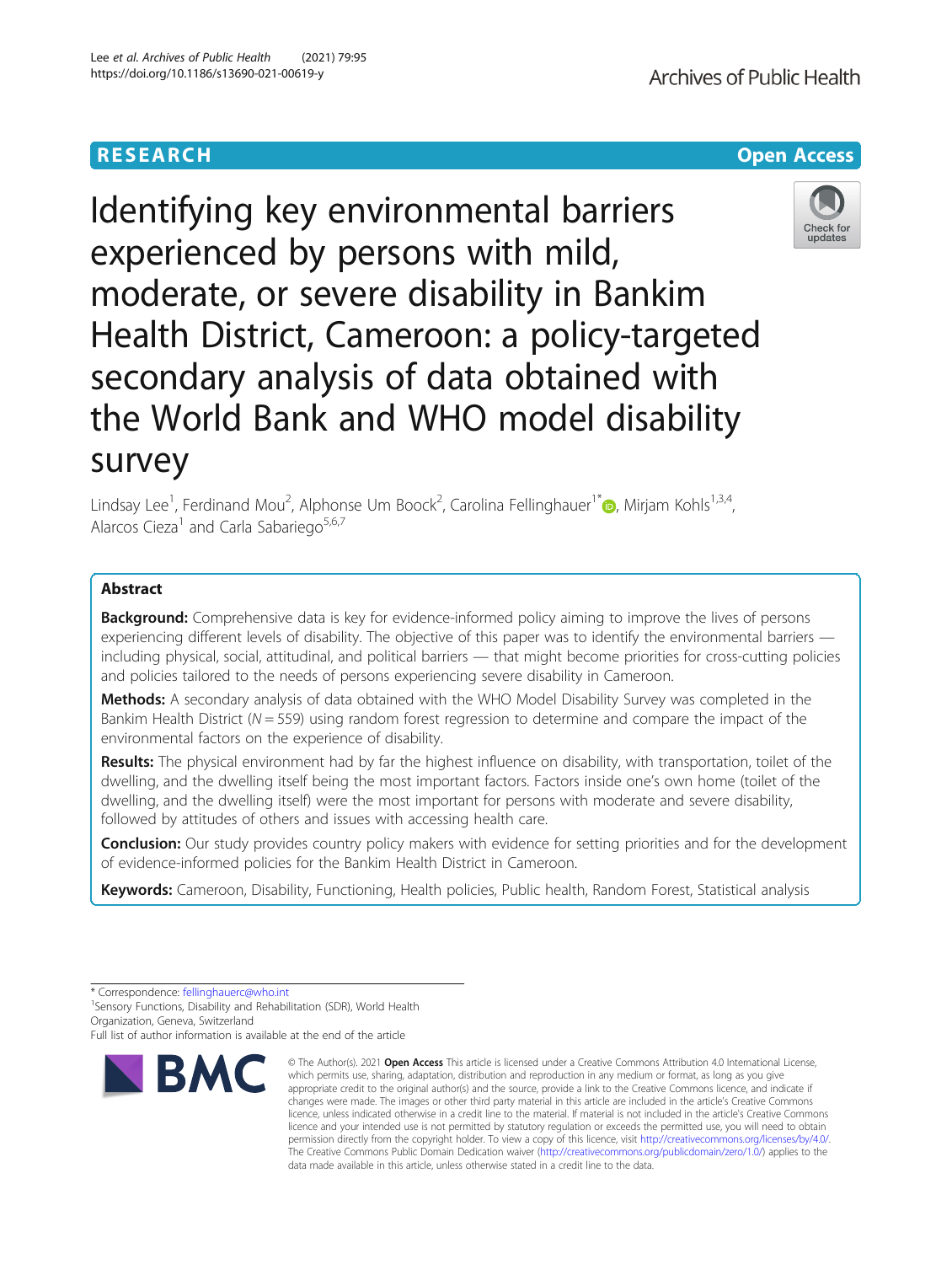RESEARCH | Open Access

# Identifying key environmental barriers experienced by persons with mild, moderate, or severe disability in Bankim Health District, Cameroon: a policy-targeted secondary analysis of data obtained with the World Bank and WHO model disability survey

Lindsay Lee[1], Ferdinand Mou[2], Alphonse Um Boock[2], Carolina Fellinghauer[1*], Mirjam Kohls[1,3,4], Alarcos Cieza[1] and Carla Sabariego[5,6,7]

## Abstract

**Background:** Comprehensive data is key for evidence-informed policy aiming to improve the lives of persons experiencing different levels of disability. The objective of this paper was to identify the environmental barriers — including physical, social, attitudinal, and political barriers — that might become priorities for cross-cutting policies and policies tailored to the needs of persons experiencing severe disability in Cameroon.

**Methods:** A secondary analysis of data obtained with the WHO Model Disability Survey was completed in the Bankim Health District ($N = 559$) using random forest regression to determine and compare the impact of the environmental factors on the experience of disability.

**Results:** The physical environment had by far the highest influence on disability, with transportation, toilet of the dwelling, and the dwelling itself being the most important factors. Factors inside one's own home (toilet of the dwelling, and the dwelling itself) were the most important for persons with moderate and severe disability, followed by attitudes of others and issues with accessing health care.

**Conclusion:** Our study provides country policy makers with evidence for setting priorities and for the development of evidence-informed policies for the Bankim Health District in Cameroon.

**Keywords:** Cameroon, Disability, Functioning, Health policies, Public health, Random Forest, Statistical analysis

---

* Correspondence: fellinghauerc@who.int
[1]Sensory Functions, Disability and Rehabilitation (SDR), World Health Organization, Geneva, Switzerland
Full list of author information is available at the end of the article

© The Author(s). 2021 **Open Access** This article is licensed under a Creative Commons Attribution 4.0 International License, which permits use, sharing, adaptation, distribution and reproduction in any medium or format, as long as you give appropriate credit to the original author(s) and the source, provide a link to the Creative Commons licence, and indicate if changes were made. The images or other third party material in this article are included in the article's Creative Commons licence, unless indicated otherwise in a credit line to the material. If material is not included in the article's Creative Commons licence and your intended use is not permitted by statutory regulation or exceeds the permitted use, you will need to obtain permission directly from the copyright holder. To view a copy of this licence, visit http://creativecommons.org/licenses/by/4.0/. The Creative Commons Public Domain Dedication waiver (http://creativecommons.org/publicdomain/zero/1.0/) applies to the data made available in this article, unless otherwise stated in a credit line to the data.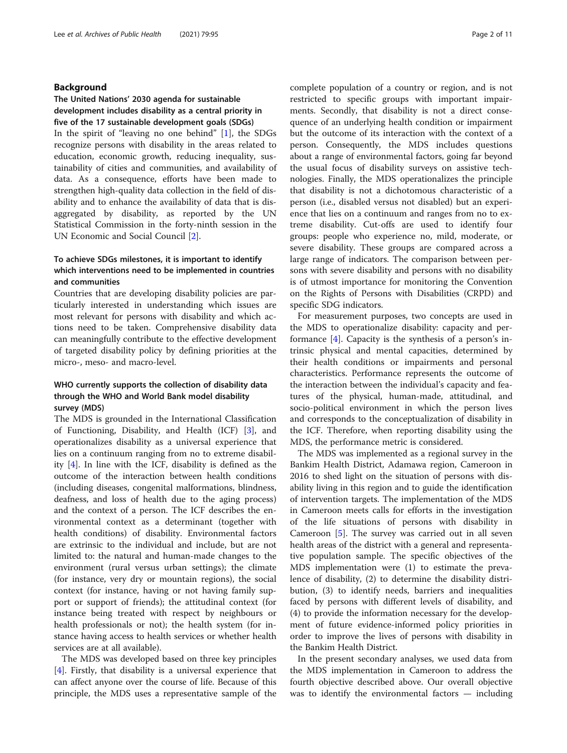## Background

### The United Nations' 2030 agenda for sustainable development includes disability as a central priority in five of the 17 sustainable development goals (SDGs)

In the spirit of "leaving no one behind" [1], the SDGs recognize persons with disability in the areas related to education, economic growth, reducing inequality, sustainability of cities and communities, and availability of data. As a consequence, efforts have been made to strengthen high-quality data collection in the field of disability and to enhance the availability of data that is disaggregated by disability, as reported by the UN Statistical Commission in the forty-ninth session in the UN Economic and Social Council [2].

### To achieve SDGs milestones, it is important to identify which interventions need to be implemented in countries and communities

Countries that are developing disability policies are particularly interested in understanding which issues are most relevant for persons with disability and which actions need to be taken. Comprehensive disability data can meaningfully contribute to the effective development of targeted disability policy by defining priorities at the micro-, meso- and macro-level.

### WHO currently supports the collection of disability data through the WHO and World Bank model disability survey (MDS)

The MDS is grounded in the International Classification of Functioning, Disability, and Health (ICF) [3], and operationalizes disability as a universal experience that lies on a continuum ranging from no to extreme disability [4]. In line with the ICF, disability is defined as the outcome of the interaction between health conditions (including diseases, congenital malformations, blindness, deafness, and loss of health due to the aging process) and the context of a person. The ICF describes the environmental context as a determinant (together with health conditions) of disability. Environmental factors are extrinsic to the individual and include, but are not limited to: the natural and human-made changes to the environment (rural versus urban settings); the climate (for instance, very dry or mountain regions), the social context (for instance, having or not having family support or support of friends); the attitudinal context (for instance being treated with respect by neighbours or health professionals or not); the health system (for instance having access to health services or whether health services are at all available).

The MDS was developed based on three key principles [4]. Firstly, that disability is a universal experience that can affect anyone over the course of life. Because of this principle, the MDS uses a representative sample of the complete population of a country or region, and is not restricted to specific groups with important impairments. Secondly, that disability is not a direct consequence of an underlying health condition or impairment but the outcome of its interaction with the context of a person. Consequently, the MDS includes questions about a range of environmental factors, going far beyond the usual focus of disability surveys on assistive technologies. Finally, the MDS operationalizes the principle that disability is not a dichotomous characteristic of a person (i.e., disabled versus not disabled) but an experience that lies on a continuum and ranges from no to extreme disability. Cut-offs are used to identify four groups: people who experience no, mild, moderate, or severe disability. These groups are compared across a large range of indicators. The comparison between persons with severe disability and persons with no disability is of utmost importance for monitoring the Convention on the Rights of Persons with Disabilities (CRPD) and specific SDG indicators.

For measurement purposes, two concepts are used in the MDS to operationalize disability: capacity and performance [4]. Capacity is the synthesis of a person's intrinsic physical and mental capacities, determined by their health conditions or impairments and personal characteristics. Performance represents the outcome of the interaction between the individual's capacity and features of the physical, human-made, attitudinal, and socio-political environment in which the person lives and corresponds to the conceptualization of disability in the ICF. Therefore, when reporting disability using the MDS, the performance metric is considered.

The MDS was implemented as a regional survey in the Bankim Health District, Adamawa region, Cameroon in 2016 to shed light on the situation of persons with disability living in this region and to guide the identification of intervention targets. The implementation of the MDS in Cameroon meets calls for efforts in the investigation of the life situations of persons with disability in Cameroon [5]. The survey was carried out in all seven health areas of the district with a general and representative population sample. The specific objectives of the MDS implementation were (1) to estimate the prevalence of disability, (2) to determine the disability distribution, (3) to identify needs, barriers and inequalities faced by persons with different levels of disability, and (4) to provide the information necessary for the development of future evidence-informed policy priorities in order to improve the lives of persons with disability in the Bankim Health District.

In the present secondary analyses, we used data from the MDS implementation in Cameroon to address the fourth objective described above. Our overall objective was to identify the environmental factors — including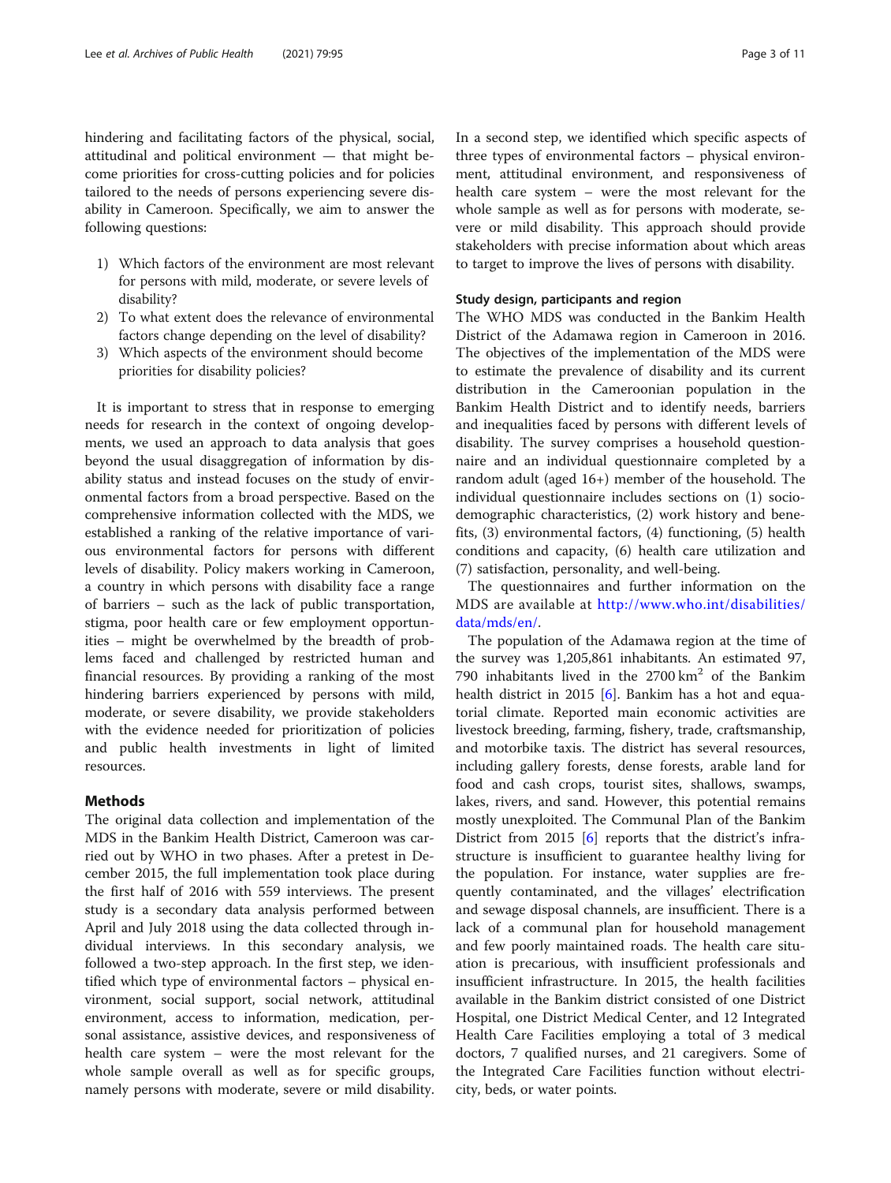hindering and facilitating factors of the physical, social, attitudinal and political environment — that might become priorities for cross-cutting policies and for policies tailored to the needs of persons experiencing severe disability in Cameroon. Specifically, we aim to answer the following questions:

1) Which factors of the environment are most relevant for persons with mild, moderate, or severe levels of disability?
2) To what extent does the relevance of environmental factors change depending on the level of disability?
3) Which aspects of the environment should become priorities for disability policies?

It is important to stress that in response to emerging needs for research in the context of ongoing developments, we used an approach to data analysis that goes beyond the usual disaggregation of information by disability status and instead focuses on the study of environmental factors from a broad perspective. Based on the comprehensive information collected with the MDS, we established a ranking of the relative importance of various environmental factors for persons with different levels of disability. Policy makers working in Cameroon, a country in which persons with disability face a range of barriers – such as the lack of public transportation, stigma, poor health care or few employment opportunities – might be overwhelmed by the breadth of problems faced and challenged by restricted human and financial resources. By providing a ranking of the most hindering barriers experienced by persons with mild, moderate, or severe disability, we provide stakeholders with the evidence needed for prioritization of policies and public health investments in light of limited resources.

## Methods

The original data collection and implementation of the MDS in the Bankim Health District, Cameroon was carried out by WHO in two phases. After a pretest in December 2015, the full implementation took place during the first half of 2016 with 559 interviews. The present study is a secondary data analysis performed between April and July 2018 using the data collected through individual interviews. In this secondary analysis, we followed a two-step approach. In the first step, we identified which type of environmental factors – physical environment, social support, social network, attitudinal environment, access to information, medication, personal assistance, assistive devices, and responsiveness of health care system – were the most relevant for the whole sample overall as well as for specific groups, namely persons with moderate, severe or mild disability. In a second step, we identified which specific aspects of three types of environmental factors – physical environment, attitudinal environment, and responsiveness of health care system – were the most relevant for the whole sample as well as for persons with moderate, severe or mild disability. This approach should provide stakeholders with precise information about which areas to target to improve the lives of persons with disability.

### Study design, participants and region

The WHO MDS was conducted in the Bankim Health District of the Adamawa region in Cameroon in 2016. The objectives of the implementation of the MDS were to estimate the prevalence of disability and its current distribution in the Cameroonian population in the Bankim Health District and to identify needs, barriers and inequalities faced by persons with different levels of disability. The survey comprises a household questionnaire and an individual questionnaire completed by a random adult (aged 16+) member of the household. The individual questionnaire includes sections on (1) sociodemographic characteristics, (2) work history and benefits, (3) environmental factors, (4) functioning, (5) health conditions and capacity, (6) health care utilization and (7) satisfaction, personality, and well-being.

The questionnaires and further information on the MDS are available at http://www.who.int/disabilities/data/mds/en/.

The population of the Adamawa region at the time of the survey was 1,205,861 inhabitants. An estimated 97,790 inhabitants lived in the 2700 km$^2$ of the Bankim health district in 2015 [6]. Bankim has a hot and equatorial climate. Reported main economic activities are livestock breeding, farming, fishery, trade, craftsmanship, and motorbike taxis. The district has several resources, including gallery forests, dense forests, arable land for food and cash crops, tourist sites, shallows, swamps, lakes, rivers, and sand. However, this potential remains mostly unexploited. The Communal Plan of the Bankim District from 2015 [6] reports that the district's infrastructure is insufficient to guarantee healthy living for the population. For instance, water supplies are frequently contaminated, and the villages' electrification and sewage disposal channels, are insufficient. There is a lack of a communal plan for household management and few poorly maintained roads. The health care situation is precarious, with insufficient professionals and insufficient infrastructure. In 2015, the health facilities available in the Bankim district consisted of one District Hospital, one District Medical Center, and 12 Integrated Health Care Facilities employing a total of 3 medical doctors, 7 qualified nurses, and 21 caregivers. Some of the Integrated Care Facilities function without electricity, beds, or water points.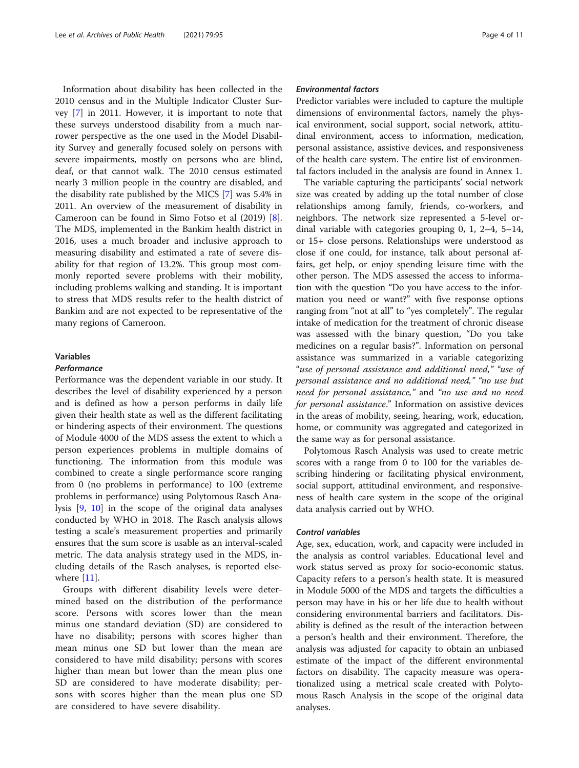Information about disability has been collected in the 2010 census and in the Multiple Indicator Cluster Survey [7] in 2011. However, it is important to note that these surveys understood disability from a much narrower perspective as the one used in the Model Disability Survey and generally focused solely on persons with severe impairments, mostly on persons who are blind, deaf, or that cannot walk. The 2010 census estimated nearly 3 million people in the country are disabled, and the disability rate published by the MICS [7] was 5.4% in 2011. An overview of the measurement of disability in Cameroon can be found in Simo Fotso et al (2019) [8]. The MDS, implemented in the Bankim health district in 2016, uses a much broader and inclusive approach to measuring disability and estimated a rate of severe disability for that region of 13.2%. This group most commonly reported severe problems with their mobility, including problems walking and standing. It is important to stress that MDS results refer to the health district of Bankim and are not expected to be representative of the many regions of Cameroon.

## Variables

### *Performance*

Performance was the dependent variable in our study. It describes the level of disability experienced by a person and is defined as how a person performs in daily life given their health state as well as the different facilitating or hindering aspects of their environment. The questions of Module 4000 of the MDS assess the extent to which a person experiences problems in multiple domains of functioning. The information from this module was combined to create a single performance score ranging from 0 (no problems in performance) to 100 (extreme problems in performance) using Polytomous Rasch Analysis [9, 10] in the scope of the original data analyses conducted by WHO in 2018. The Rasch analysis allows testing a scale's measurement properties and primarily ensures that the sum score is usable as an interval-scaled metric. The data analysis strategy used in the MDS, including details of the Rasch analyses, is reported elsewhere [11].

Groups with different disability levels were determined based on the distribution of the performance score. Persons with scores lower than the mean minus one standard deviation (SD) are considered to have no disability; persons with scores higher than mean minus one SD but lower than the mean are considered to have mild disability; persons with scores higher than mean but lower than the mean plus one SD are considered to have moderate disability; persons with scores higher than the mean plus one SD are considered to have severe disability.

### *Environmental factors*

Predictor variables were included to capture the multiple dimensions of environmental factors, namely the physical environment, social support, social network, attitudinal environment, access to information, medication, personal assistance, assistive devices, and responsiveness of the health care system. The entire list of environmental factors included in the analysis are found in Annex 1.

The variable capturing the participants' social network size was created by adding up the total number of close relationships among family, friends, co-workers, and neighbors. The network size represented a 5-level ordinal variable with categories grouping 0, 1, 2–4, 5–14, or 15+ close persons. Relationships were understood as close if one could, for instance, talk about personal affairs, get help, or enjoy spending leisure time with the other person. The MDS assessed the access to information with the question "Do you have access to the information you need or want?" with five response options ranging from "not at all" to "yes completely". The regular intake of medication for the treatment of chronic disease was assessed with the binary question, "Do you take medicines on a regular basis?". Information on personal assistance was summarized in a variable categorizing "*use of personal assistance and additional need,*" "*use of personal assistance and no additional need,*" "*no use but need for personal assistance,*" and "*no use and no need for personal assistance*." Information on assistive devices in the areas of mobility, seeing, hearing, work, education, home, or community was aggregated and categorized in the same way as for personal assistance.

Polytomous Rasch Analysis was used to create metric scores with a range from 0 to 100 for the variables describing hindering or facilitating physical environment, social support, attitudinal environment, and responsiveness of health care system in the scope of the original data analysis carried out by WHO.

### *Control variables*

Age, sex, education, work, and capacity were included in the analysis as control variables. Educational level and work status served as proxy for socio-economic status. Capacity refers to a person's health state. It is measured in Module 5000 of the MDS and targets the difficulties a person may have in his or her life due to health without considering environmental barriers and facilitators. Disability is defined as the result of the interaction between a person's health and their environment. Therefore, the analysis was adjusted for capacity to obtain an unbiased estimate of the impact of the different environmental factors on disability. The capacity measure was operationalized using a metrical scale created with Polytomous Rasch Analysis in the scope of the original data analyses.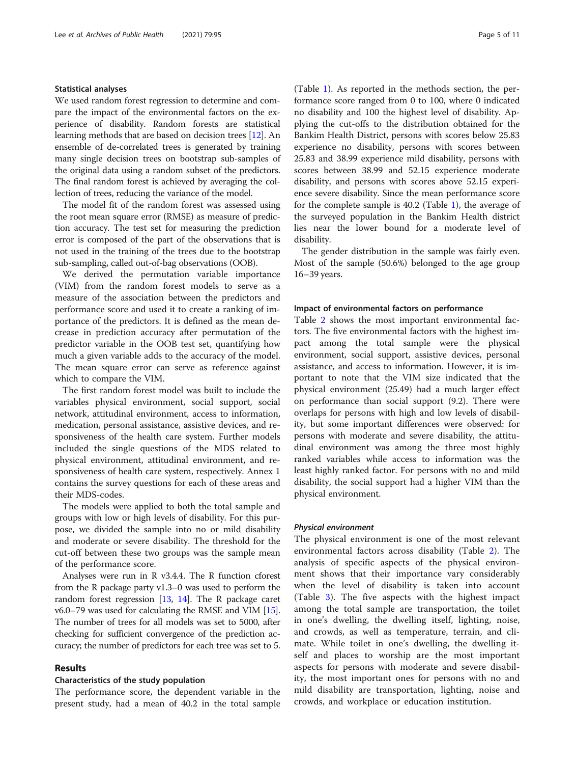### Statistical analyses

We used random forest regression to determine and compare the impact of the environmental factors on the experience of disability. Random forests are statistical learning methods that are based on decision trees [12]. An ensemble of de-correlated trees is generated by training many single decision trees on bootstrap sub-samples of the original data using a random subset of the predictors. The final random forest is achieved by averaging the collection of trees, reducing the variance of the model.

The model fit of the random forest was assessed using the root mean square error (RMSE) as measure of prediction accuracy. The test set for measuring the prediction error is composed of the part of the observations that is not used in the training of the trees due to the bootstrap sub-sampling, called out-of-bag observations (OOB).

We derived the permutation variable importance (VIM) from the random forest models to serve as a measure of the association between the predictors and performance score and used it to create a ranking of importance of the predictors. It is defined as the mean decrease in prediction accuracy after permutation of the predictor variable in the OOB test set, quantifying how much a given variable adds to the accuracy of the model. The mean square error can serve as reference against which to compare the VIM.

The first random forest model was built to include the variables physical environment, social support, social network, attitudinal environment, access to information, medication, personal assistance, assistive devices, and responsiveness of the health care system. Further models included the single questions of the MDS related to physical environment, attitudinal environment, and responsiveness of health care system, respectively. Annex 1 contains the survey questions for each of these areas and their MDS-codes.

The models were applied to both the total sample and groups with low or high levels of disability. For this purpose, we divided the sample into no or mild disability and moderate or severe disability. The threshold for the cut-off between these two groups was the sample mean of the performance score.

Analyses were run in R v3.4.4. The R function cforest from the R package party v1.3–0 was used to perform the random forest regression [13, 14]. The R package caret v6.0–79 was used for calculating the RMSE and VIM [15]. The number of trees for all models was set to 5000, after checking for sufficient convergence of the prediction accuracy; the number of predictors for each tree was set to 5.

## Results

### Characteristics of the study population

The performance score, the dependent variable in the present study, had a mean of 40.2 in the total sample (Table 1). As reported in the methods section, the performance score ranged from 0 to 100, where 0 indicated no disability and 100 the highest level of disability. Applying the cut-offs to the distribution obtained for the Bankim Health District, persons with scores below 25.83 experience no disability, persons with scores between 25.83 and 38.99 experience mild disability, persons with scores between 38.99 and 52.15 experience moderate disability, and persons with scores above 52.15 experience severe disability. Since the mean performance score for the complete sample is 40.2 (Table 1), the average of the surveyed population in the Bankim Health district lies near the lower bound for a moderate level of disability.

The gender distribution in the sample was fairly even. Most of the sample (50.6%) belonged to the age group 16–39 years.

### Impact of environmental factors on performance

Table 2 shows the most important environmental factors. The five environmental factors with the highest impact among the total sample were the physical environment, social support, assistive devices, personal assistance, and access to information. However, it is important to note that the VIM size indicated that the physical environment (25.49) had a much larger effect on performance than social support (9.2). There were overlaps for persons with high and low levels of disability, but some important differences were observed: for persons with moderate and severe disability, the attitudinal environment was among the three most highly ranked variables while access to information was the least highly ranked factor. For persons with no and mild disability, the social support had a higher VIM than the physical environment.

#### *Physical environment*

The physical environment is one of the most relevant environmental factors across disability (Table 2). The analysis of specific aspects of the physical environment shows that their importance vary considerably when the level of disability is taken into account (Table 3). The five aspects with the highest impact among the total sample are transportation, the toilet in one's dwelling, the dwelling itself, lighting, noise, and crowds, as well as temperature, terrain, and climate. While toilet in one's dwelling, the dwelling itself and places to worship are the most important aspects for persons with moderate and severe disability, the most important ones for persons with no and mild disability are transportation, lighting, noise and crowds, and workplace or education institution.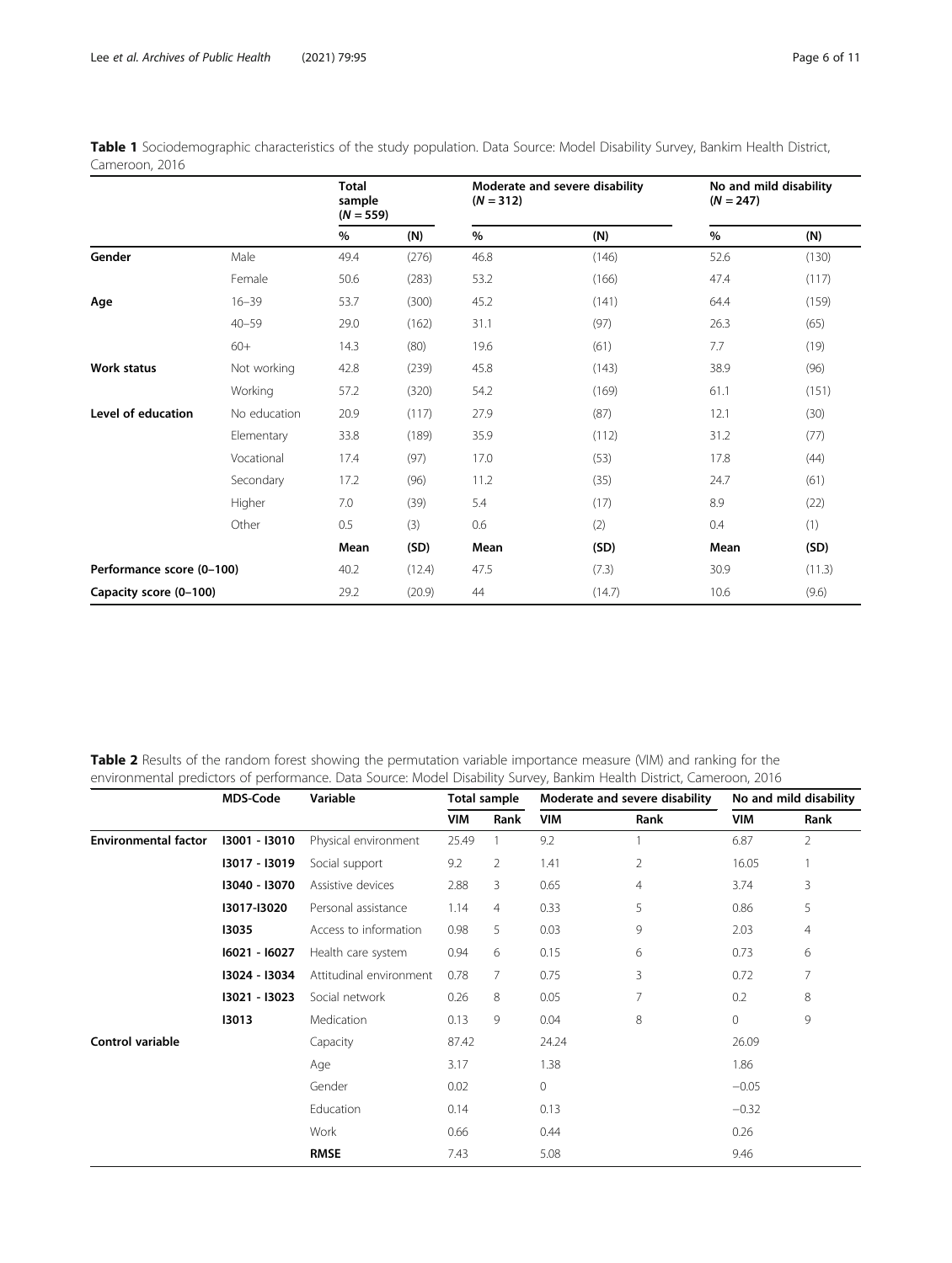**Table 1** Sociodemographic characteristics of the study population. Data Source: Model Disability Survey, Bankim Health District, Cameroon, 2016

| | | Total sample ($N = 559$) | | Moderate and severe disability ($N = 312$) | | No and mild disability ($N = 247$) | |
|---|---|---|---|---|---|---|---|
| | | % | (N) | % | (N) | % | (N) |
| **Gender** | Male | 49.4 | (276) | 46.8 | (146) | 52.6 | (130) |
| | Female | 50.6 | (283) | 53.2 | (166) | 47.4 | (117) |
| **Age** | 16–39 | 53.7 | (300) | 45.2 | (141) | 64.4 | (159) |
| | 40–59 | 29.0 | (162) | 31.1 | (97) | 26.3 | (65) |
| | 60+ | 14.3 | (80) | 19.6 | (61) | 7.7 | (19) |
| **Work status** | Not working | 42.8 | (239) | 45.8 | (143) | 38.9 | (96) |
| | Working | 57.2 | (320) | 54.2 | (169) | 61.1 | (151) |
| **Level of education** | No education | 20.9 | (117) | 27.9 | (87) | 12.1 | (30) |
| | Elementary | 33.8 | (189) | 35.9 | (112) | 31.2 | (77) |
| | Vocational | 17.4 | (97) | 17.0 | (53) | 17.8 | (44) |
| | Secondary | 17.2 | (96) | 11.2 | (35) | 24.7 | (61) |
| | Higher | 7.0 | (39) | 5.4 | (17) | 8.9 | (22) |
| | Other | 0.5 | (3) | 0.6 | (2) | 0.4 | (1) |
| | | Mean | (SD) | Mean | (SD) | Mean | (SD) |
| **Performance score (0–100)** | | 40.2 | (12.4) | 47.5 | (7.3) | 30.9 | (11.3) |
| **Capacity score (0–100)** | | 29.2 | (20.9) | 44 | (14.7) | 10.6 | (9.6) |

**Table 2** Results of the random forest showing the permutation variable importance measure (VIM) and ranking for the environmental predictors of performance. Data Source: Model Disability Survey, Bankim Health District, Cameroon, 2016

| | MDS-Code | Variable | Total sample | | Moderate and severe disability | | No and mild disability | |
|---|---|---|---|---|---|---|---|---|
| | | | VIM | Rank | VIM | Rank | VIM | Rank |
| **Environmental factor** | I3001 - I3010 | Physical environment | 25.49 | 1 | 9.2 | 1 | 6.87 | 2 |
| | I3017 - I3019 | Social support | 9.2 | 2 | 1.41 | 2 | 16.05 | 1 |
| | I3040 - I3070 | Assistive devices | 2.88 | 3 | 0.65 | 4 | 3.74 | 3 |
| | I3017-I3020 | Personal assistance | 1.14 | 4 | 0.33 | 5 | 0.86 | 5 |
| | I3035 | Access to information | 0.98 | 5 | 0.03 | 9 | 2.03 | 4 |
| | I6021 - I6027 | Health care system | 0.94 | 6 | 0.15 | 6 | 0.73 | 6 |
| | I3024 - I3034 | Attitudinal environment | 0.78 | 7 | 0.75 | 3 | 0.72 | 7 |
| | I3021 - I3023 | Social network | 0.26 | 8 | 0.05 | 7 | 0.2 | 8 |
| | I3013 | Medication | 0.13 | 9 | 0.04 | 8 | 0 | 9 |
| **Control variable** | | Capacity | 87.42 | | 24.24 | | 26.09 | |
| | | Age | 3.17 | | 1.38 | | 1.86 | |
| | | Gender | 0.02 | | 0 | | −0.05 | |
| | | Education | 0.14 | | 0.13 | | −0.32 | |
| | | Work | 0.66 | | 0.44 | | 0.26 | |
| | | **RMSE** | 7.43 | | 5.08 | | 9.46 | |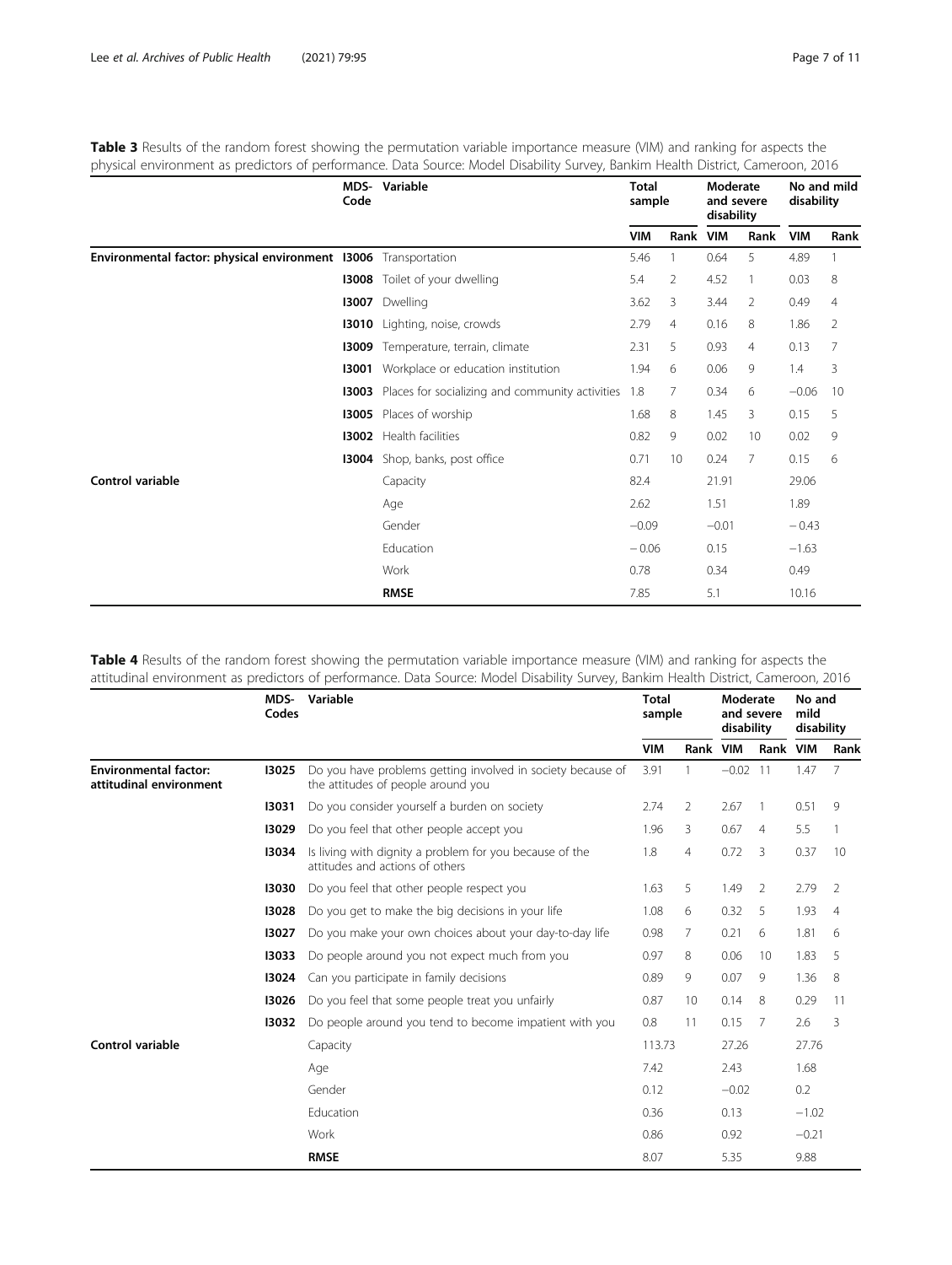**Table 3** Results of the random forest showing the permutation variable importance measure (VIM) and ranking for aspects the physical environment as predictors of performance. Data Source: Model Disability Survey, Bankim Health District, Cameroon, 2016

| | MDS-Code | Variable | Total sample | | Moderate and severe disability | | No and mild disability | |
|---|---|---|---|---|---|---|---|---|
| | | | VIM | Rank | VIM | Rank | VIM | Rank |
| **Environmental factor: physical environment** | **I3006** | Transportation | 5.46 | 1 | 0.64 | 5 | 4.89 | 1 |
| | **I3008** | Toilet of your dwelling | 5.4 | 2 | 4.52 | 1 | 0.03 | 8 |
| | **I3007** | Dwelling | 3.62 | 3 | 3.44 | 2 | 0.49 | 4 |
| | **I3010** | Lighting, noise, crowds | 2.79 | 4 | 0.16 | 8 | 1.86 | 2 |
| | **I3009** | Temperature, terrain, climate | 2.31 | 5 | 0.93 | 4 | 0.13 | 7 |
| | **I3001** | Workplace or education institution | 1.94 | 6 | 0.06 | 9 | 1.4 | 3 |
| | **I3003** | Places for socializing and community activities | 1.8 | 7 | 0.34 | 6 | −0.06 | 10 |
| | **I3005** | Places of worship | 1.68 | 8 | 1.45 | 3 | 0.15 | 5 |
| | **I3002** | Health facilities | 0.82 | 9 | 0.02 | 10 | 0.02 | 9 |
| | **I3004** | Shop, banks, post office | 0.71 | 10 | 0.24 | 7 | 0.15 | 6 |
| **Control variable** | | Capacity | 82.4 | | 21.91 | | 29.06 | |
| | | Age | 2.62 | | 1.51 | | 1.89 | |
| | | Gender | −0.09 | | −0.01 | | − 0.43 | |
| | | Education | − 0.06 | | 0.15 | | −1.63 | |
| | | Work | 0.78 | | 0.34 | | 0.49 | |
| | | **RMSE** | 7.85 | | 5.1 | | 10.16 | |

**Table 4** Results of the random forest showing the permutation variable importance measure (VIM) and ranking for aspects the attitudinal environment as predictors of performance. Data Source: Model Disability Survey, Bankim Health District, Cameroon, 2016

| | MDS-Codes | Variable | Total sample | | Moderate and severe disability | | No and mild disability | |
|---|---|---|---|---|---|---|---|---|
| | | | VIM | Rank | VIM | Rank | VIM | Rank |
| **Environmental factor: attitudinal environment** | **I3025** | Do you have problems getting involved in society because of the attitudes of people around you | 3.91 | 1 | −0.02 | 11 | 1.47 | 7 |
| | **I3031** | Do you consider yourself a burden on society | 2.74 | 2 | 2.67 | 1 | 0.51 | 9 |
| | **I3029** | Do you feel that other people accept you | 1.96 | 3 | 0.67 | 4 | 5.5 | 1 |
| | **I3034** | Is living with dignity a problem for you because of the attitudes and actions of others | 1.8 | 4 | 0.72 | 3 | 0.37 | 10 |
| | **I3030** | Do you feel that other people respect you | 1.63 | 5 | 1.49 | 2 | 2.79 | 2 |
| | **I3028** | Do you get to make the big decisions in your life | 1.08 | 6 | 0.32 | 5 | 1.93 | 4 |
| | **I3027** | Do you make your own choices about your day-to-day life | 0.98 | 7 | 0.21 | 6 | 1.81 | 6 |
| | **I3033** | Do people around you not expect much from you | 0.97 | 8 | 0.06 | 10 | 1.83 | 5 |
| | **I3024** | Can you participate in family decisions | 0.89 | 9 | 0.07 | 9 | 1.36 | 8 |
| | **I3026** | Do you feel that some people treat you unfairly | 0.87 | 10 | 0.14 | 8 | 0.29 | 11 |
| | **I3032** | Do people around you tend to become impatient with you | 0.8 | 11 | 0.15 | 7 | 2.6 | 3 |
| **Control variable** | | Capacity | 113.73 | | 27.26 | | 27.76 | |
| | | Age | 7.42 | | 2.43 | | 1.68 | |
| | | Gender | 0.12 | | −0.02 | | 0.2 | |
| | | Education | 0.36 | | 0.13 | | −1.02 | |
| | | Work | 0.86 | | 0.92 | | −0.21 | |
| | | **RMSE** | 8.07 | | 5.35 | | 9.88 | |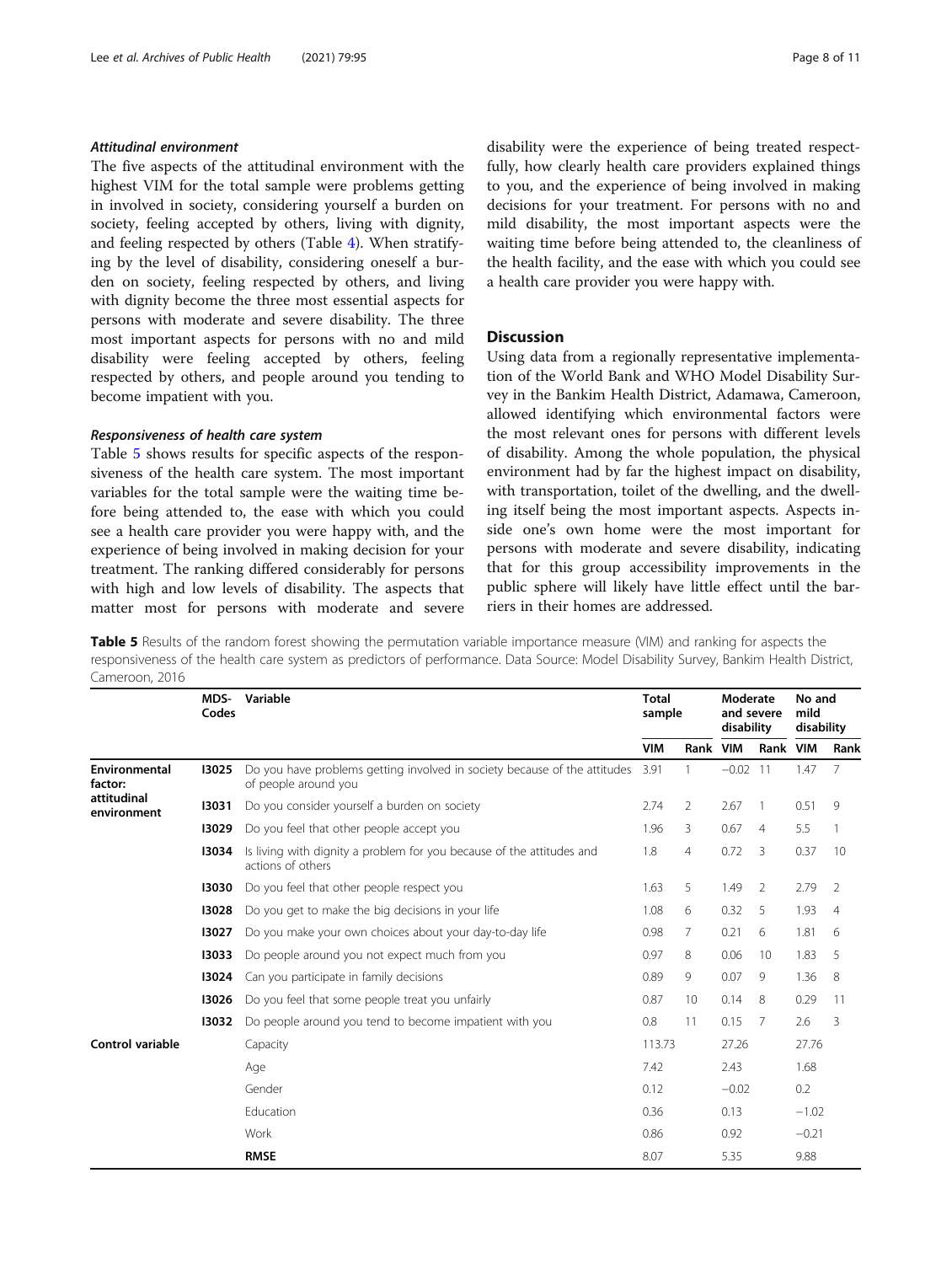#### *Attitudinal environment*

The five aspects of the attitudinal environment with the highest VIM for the total sample were problems getting in involved in society, considering yourself a burden on society, feeling accepted by others, living with dignity, and feeling respected by others (Table 4). When stratifying by the level of disability, considering oneself a burden on society, feeling respected by others, and living with dignity become the three most essential aspects for persons with moderate and severe disability. The three most important aspects for persons with no and mild disability were feeling accepted by others, feeling respected by others, and people around you tending to become impatient with you.

#### *Responsiveness of health care system*

Table 5 shows results for specific aspects of the responsiveness of the health care system. The most important variables for the total sample were the waiting time before being attended to, the ease with which you could see a health care provider you were happy with, and the experience of being involved in making decision for your treatment. The ranking differed considerably for persons with high and low levels of disability. The aspects that matter most for persons with moderate and severe disability were the experience of being treated respectfully, how clearly health care providers explained things to you, and the experience of being involved in making decisions for your treatment. For persons with no and mild disability, the most important aspects were the waiting time before being attended to, the cleanliness of the health facility, and the ease with which you could see a health care provider you were happy with.

## Discussion

Using data from a regionally representative implementation of the World Bank and WHO Model Disability Survey in the Bankim Health District, Adamawa, Cameroon, allowed identifying which environmental factors were the most relevant ones for persons with different levels of disability. Among the whole population, the physical environment had by far the highest impact on disability, with transportation, toilet of the dwelling, and the dwelling itself being the most important aspects. Aspects inside one's own home were the most important for persons with moderate and severe disability, indicating that for this group accessibility improvements in the public sphere will likely have little effect until the barriers in their homes are addressed.

**Table 5** Results of the random forest showing the permutation variable importance measure (VIM) and ranking for aspects the responsiveness of the health care system as predictors of performance. Data Source: Model Disability Survey, Bankim Health District, Cameroon, 2016

| | MDS-Codes | Variable | Total sample | | Moderate and severe disability | | No and mild disability | |
|---|---|---|---|---|---|---|---|---|
| | | | VIM | Rank | VIM | Rank | VIM | Rank |
| **Environmental factor: attitudinal environment** | **I3025** | Do you have problems getting involved in society because of the attitudes of people around you | 3.91 | 1 | −0.02 | 11 | 1.47 | 7 |
| | **I3031** | Do you consider yourself a burden on society | 2.74 | 2 | 2.67 | 1 | 0.51 | 9 |
| | **I3029** | Do you feel that other people accept you | 1.96 | 3 | 0.67 | 4 | 5.5 | 1 |
| | **I3034** | Is living with dignity a problem for you because of the attitudes and actions of others | 1.8 | 4 | 0.72 | 3 | 0.37 | 10 |
| | **I3030** | Do you feel that other people respect you | 1.63 | 5 | 1.49 | 2 | 2.79 | 2 |
| | **I3028** | Do you get to make the big decisions in your life | 1.08 | 6 | 0.32 | 5 | 1.93 | 4 |
| | **I3027** | Do you make your own choices about your day-to-day life | 0.98 | 7 | 0.21 | 6 | 1.81 | 6 |
| | **I3033** | Do people around you not expect much from you | 0.97 | 8 | 0.06 | 10 | 1.83 | 5 |
| | **I3024** | Can you participate in family decisions | 0.89 | 9 | 0.07 | 9 | 1.36 | 8 |
| | **I3026** | Do you feel that some people treat you unfairly | 0.87 | 10 | 0.14 | 8 | 0.29 | 11 |
| | **I3032** | Do people around you tend to become impatient with you | 0.8 | 11 | 0.15 | 7 | 2.6 | 3 |
| **Control variable** | | Capacity | 113.73 | | 27.26 | | 27.76 | |
| | | Age | 7.42 | | 2.43 | | 1.68 | |
| | | Gender | 0.12 | | −0.02 | | 0.2 | |
| | | Education | 0.36 | | 0.13 | | −1.02 | |
| | | Work | 0.86 | | 0.92 | | −0.21 | |
| | | **RMSE** | 8.07 | | 5.35 | | 9.88 | |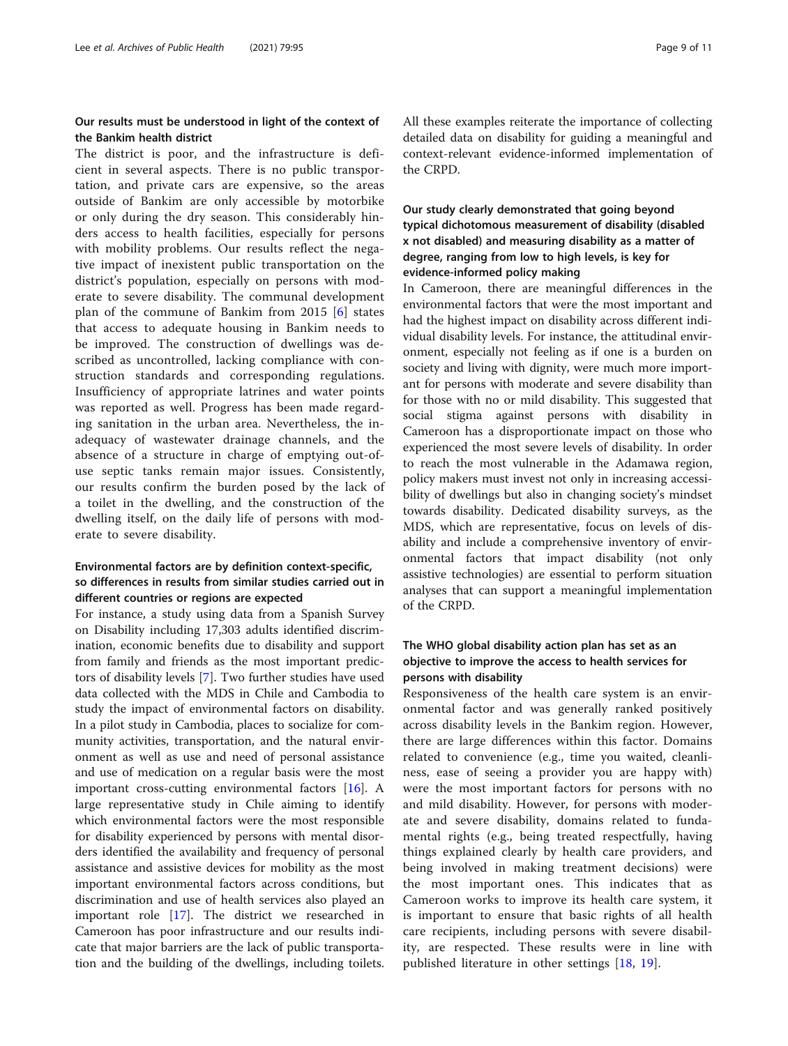### Our results must be understood in light of the context of the Bankim health district

The district is poor, and the infrastructure is deficient in several aspects. There is no public transportation, and private cars are expensive, so the areas outside of Bankim are only accessible by motorbike or only during the dry season. This considerably hinders access to health facilities, especially for persons with mobility problems. Our results reflect the negative impact of inexistent public transportation on the district's population, especially on persons with moderate to severe disability. The communal development plan of the commune of Bankim from 2015 [6] states that access to adequate housing in Bankim needs to be improved. The construction of dwellings was described as uncontrolled, lacking compliance with construction standards and corresponding regulations. Insufficiency of appropriate latrines and water points was reported as well. Progress has been made regarding sanitation in the urban area. Nevertheless, the inadequacy of wastewater drainage channels, and the absence of a structure in charge of emptying out-of-use septic tanks remain major issues. Consistently, our results confirm the burden posed by the lack of a toilet in the dwelling, and the construction of the dwelling itself, on the daily life of persons with moderate to severe disability.

### Environmental factors are by definition context-specific, so differences in results from similar studies carried out in different countries or regions are expected

For instance, a study using data from a Spanish Survey on Disability including 17,303 adults identified discrimination, economic benefits due to disability and support from family and friends as the most important predictors of disability levels [7]. Two further studies have used data collected with the MDS in Chile and Cambodia to study the impact of environmental factors on disability. In a pilot study in Cambodia, places to socialize for community activities, transportation, and the natural environment as well as use and need of personal assistance and use of medication on a regular basis were the most important cross-cutting environmental factors [16]. A large representative study in Chile aiming to identify which environmental factors were the most responsible for disability experienced by persons with mental disorders identified the availability and frequency of personal assistance and assistive devices for mobility as the most important environmental factors across conditions, but discrimination and use of health services also played an important role [17]. The district we researched in Cameroon has poor infrastructure and our results indicate that major barriers are the lack of public transportation and the building of the dwellings, including toilets. All these examples reiterate the importance of collecting detailed data on disability for guiding a meaningful and context-relevant evidence-informed implementation of the CRPD.

### Our study clearly demonstrated that going beyond typical dichotomous measurement of disability (disabled x not disabled) and measuring disability as a matter of degree, ranging from low to high levels, is key for evidence-informed policy making

In Cameroon, there are meaningful differences in the environmental factors that were the most important and had the highest impact on disability across different individual disability levels. For instance, the attitudinal environment, especially not feeling as if one is a burden on society and living with dignity, were much more important for persons with moderate and severe disability than for those with no or mild disability. This suggested that social stigma against persons with disability in Cameroon has a disproportionate impact on those who experienced the most severe levels of disability. In order to reach the most vulnerable in the Adamawa region, policy makers must invest not only in increasing accessibility of dwellings but also in changing society's mindset towards disability. Dedicated disability surveys, as the MDS, which are representative, focus on levels of disability and include a comprehensive inventory of environmental factors that impact disability (not only assistive technologies) are essential to perform situation analyses that can support a meaningful implementation of the CRPD.

### The WHO global disability action plan has set as an objective to improve the access to health services for persons with disability

Responsiveness of the health care system is an environmental factor and was generally ranked positively across disability levels in the Bankim region. However, there are large differences within this factor. Domains related to convenience (e.g., time you waited, cleanliness, ease of seeing a provider you are happy with) were the most important factors for persons with no and mild disability. However, for persons with moderate and severe disability, domains related to fundamental rights (e.g., being treated respectfully, having things explained clearly by health care providers, and being involved in making treatment decisions) were the most important ones. This indicates that as Cameroon works to improve its health care system, it is important to ensure that basic rights of all health care recipients, including persons with severe disability, are respected. These results were in line with published literature in other settings [18, 19].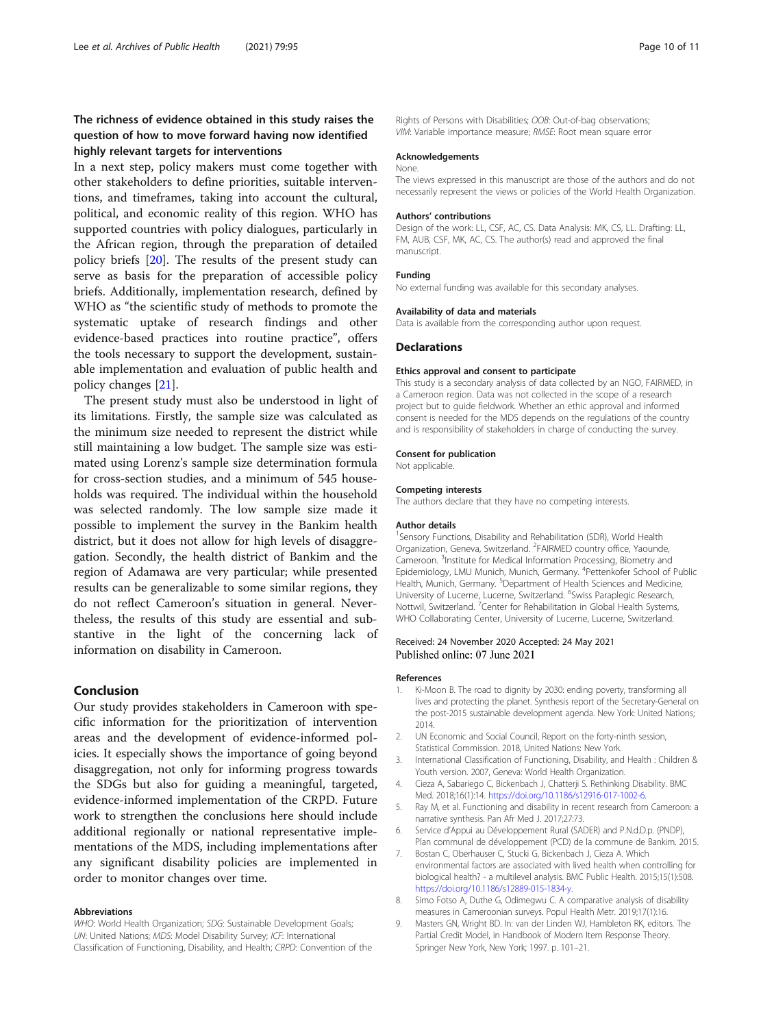### The richness of evidence obtained in this study raises the question of how to move forward having now identified highly relevant targets for interventions

In a next step, policy makers must come together with other stakeholders to define priorities, suitable interventions, and timeframes, taking into account the cultural, political, and economic reality of this region. WHO has supported countries with policy dialogues, particularly in the African region, through the preparation of detailed policy briefs [20]. The results of the present study can serve as basis for the preparation of accessible policy briefs. Additionally, implementation research, defined by WHO as "the scientific study of methods to promote the systematic uptake of research findings and other evidence-based practices into routine practice", offers the tools necessary to support the development, sustainable implementation and evaluation of public health and policy changes [21].

The present study must also be understood in light of its limitations. Firstly, the sample size was calculated as the minimum size needed to represent the district while still maintaining a low budget. The sample size was estimated using Lorenz's sample size determination formula for cross-section studies, and a minimum of 545 households was required. The individual within the household was selected randomly. The low sample size made it possible to implement the survey in the Bankim health district, but it does not allow for high levels of disaggregation. Secondly, the health district of Bankim and the region of Adamawa are very particular; while presented results can be generalizable to some similar regions, they do not reflect Cameroon's situation in general. Nevertheless, the results of this study are essential and substantive in the light of the concerning lack of information on disability in Cameroon.

## Conclusion

Our study provides stakeholders in Cameroon with specific information for the prioritization of intervention areas and the development of evidence-informed policies. It especially shows the importance of going beyond disaggregation, not only for informing progress towards the SDGs but also for guiding a meaningful, targeted, evidence-informed implementation of the CRPD. Future work to strengthen the conclusions here should include additional regionally or national representative implementations of the MDS, including implementations after any significant disability policies are implemented in order to monitor changes over time.

#### Abbreviations

*WHO*: World Health Organization; *SDG*: Sustainable Development Goals; *UN*: United Nations; *MDS*: Model Disability Survey; *ICF*: International Classification of Functioning, Disability, and Health; *CRPD*: Convention of the Rights of Persons with Disabilities; *OOB*: Out-of-bag observations; *VIM*: Variable importance measure; *RMSE*: Root mean square error

#### Acknowledgements

None.

The views expressed in this manuscript are those of the authors and do not necessarily represent the views or policies of the World Health Organization.

#### Authors' contributions

Design of the work: LL, CSF, AC, CS. Data Analysis: MK, CS, LL. Drafting: LL, FM, AUB, CSF, MK, AC, CS. The author(s) read and approved the final manuscript.

#### Funding

No external funding was available for this secondary analyses.

#### Availability of data and materials

Data is available from the corresponding author upon request.

## Declarations

#### Ethics approval and consent to participate

This study is a secondary analysis of data collected by an NGO, FAIRMED, in a Cameroon region. Data was not collected in the scope of a research project but to guide fieldwork. Whether an ethic approval and informed consent is needed for the MDS depends on the regulations of the country and is responsibility of stakeholders in charge of conducting the survey.

#### Consent for publication

Not applicable.

#### Competing interests

The authors declare that they have no competing interests.

#### Author details

[1]Sensory Functions, Disability and Rehabilitation (SDR), World Health Organization, Geneva, Switzerland. [2]FAIRMED country office, Yaounde, Cameroon. [3]Institute for Medical Information Processing, Biometry and Epidemiology, LMU Munich, Munich, Germany. [4]Pettenkofer School of Public Health, Munich, Germany. [5]Department of Health Sciences and Medicine, University of Lucerne, Lucerne, Switzerland. [6]Swiss Paraplegic Research, Nottwil, Switzerland. [7]Center for Rehabilitation in Global Health Systems, WHO Collaborating Center, University of Lucerne, Lucerne, Switzerland.

Received: 24 November 2020 Accepted: 24 May 2021
Published online: 07 June 2021

#### References

1. Ki-Moon B. The road to dignity by 2030: ending poverty, transforming all lives and protecting the planet. Synthesis report of the Secretary-General on the post-2015 sustainable development agenda. New York: United Nations; 2014.
2. UN Economic and Social Council, Report on the forty-ninth session, Statistical Commission. 2018, United Nations: New York.
3. International Classification of Functioning, Disability, and Health : Children & Youth version. 2007, Geneva: World Health Organization.
4. Cieza A, Sabariego C, Bickenbach J, Chatterji S. Rethinking Disability. BMC Med. 2018;16(1):14. https://doi.org/10.1186/s12916-017-1002-6.
5. Ray M, et al. Functioning and disability in recent research from Cameroon: a narrative synthesis. Pan Afr Med J. 2017;27:73.
6. Service d'Appui au Développement Rural (SADER) and P.N.d.D.p. (PNDP), Plan communal de développement (PCD) de la commune de Bankim. 2015.
7. Bostan C, Oberhauser C, Stucki G, Bickenbach J, Cieza A. Which environmental factors are associated with lived health when controlling for biological health? - a multilevel analysis. BMC Public Health. 2015;15(1):508. https://doi.org/10.1186/s12889-015-1834-y.
8. Simo Fotso A, Duthe G, Odimegwu C. A comparative analysis of disability measures in Cameroonian surveys. Popul Health Metr. 2019;17(1):16.
9. Masters GN, Wright BD. In: van der Linden WJ, Hambleton RK, editors. The Partial Credit Model, in Handbook of Modern Item Response Theory. Springer New York, New York; 1997. p. 101–21.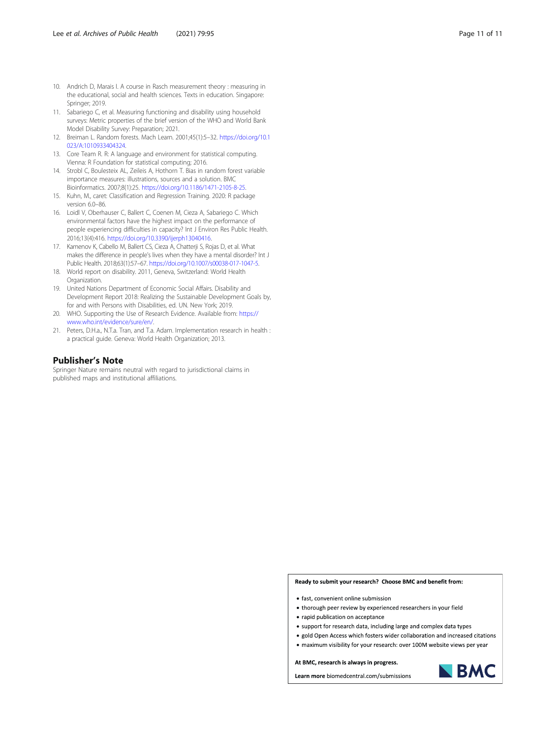10. Andrich D, Marais I. A course in Rasch measurement theory : measuring in the educational, social and health sciences. Texts in education. Singapore: Springer; 2019.
11. Sabariego C, et al. Measuring functioning and disability using household surveys: Metric properties of the brief version of the WHO and World Bank Model Disability Survey: Preparation; 2021.
12. Breiman L. Random forests. Mach Learn. 2001;45(1):5–32. https://doi.org/10.1023/A:1010933404324.
13. Core Team R. R: A language and environment for statistical computing. Vienna: R Foundation for statistical computing; 2016.
14. Strobl C, Boulesteix AL, Zeileis A, Hothorn T. Bias in random forest variable importance measures: illustrations, sources and a solution. BMC Bioinformatics. 2007;8(1):25. https://doi.org/10.1186/1471-2105-8-25.
15. Kuhn, M., caret: Classification and Regression Training. 2020: R package version 6.0–86.
16. Loidl V, Oberhauser C, Ballert C, Coenen M, Cieza A, Sabariego C. Which environmental factors have the highest impact on the performance of people experiencing difficulties in capacity? Int J Environ Res Public Health. 2016;13(4):416. https://doi.org/10.3390/ijerph13040416.
17. Kamenov K, Cabello M, Ballert CS, Cieza A, Chatterji S, Rojas D, et al. What makes the difference in people's lives when they have a mental disorder? Int J Public Health. 2018;63(1):57–67. https://doi.org/10.1007/s00038-017-1047-5.
18. World report on disability. 2011, Geneva, Switzerland: World Health Organization.
19. United Nations Department of Economic Social Affairs. Disability and Development Report 2018: Realizing the Sustainable Development Goals by, for and with Persons with Disabilities, ed. UN. New York; 2019.
20. WHO. Supporting the Use of Research Evidence. Available from: https://www.who.int/evidence/sure/en/.
21. Peters, D.H.a., N.T.a. Tran, and T.a. Adam. Implementation research in health : a practical guide. Geneva: World Health Organization; 2013.

## Publisher's Note

Springer Nature remains neutral with regard to jurisdictional claims in published maps and institutional affiliations.

**Ready to submit your research? Choose BMC and benefit from:**

- fast, convenient online submission
- thorough peer review by experienced researchers in your field
- rapid publication on acceptance
- support for research data, including large and complex data types
- gold Open Access which fosters wider collaboration and increased citations
- maximum visibility for your research: over 100M website views per year

**At BMC, research is always in progress.**

**Learn more** biomedcentral.com/submissions

BMC